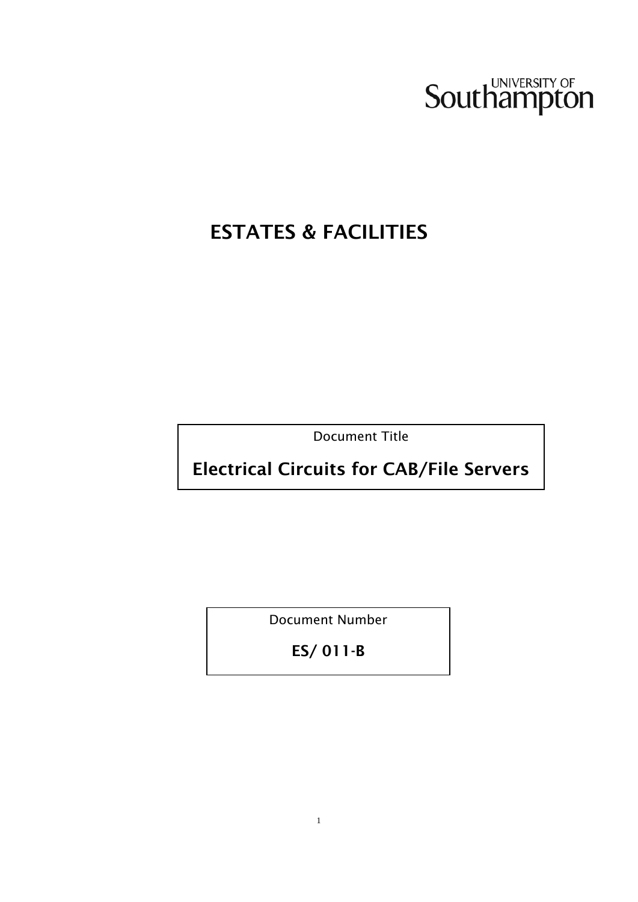UNIVERSITY OF Southampton

# ESTATES & FACILITIES

Document Title

**Electrical Circuits for CAB/File Servers**

Document Number

**ES/ 011-B**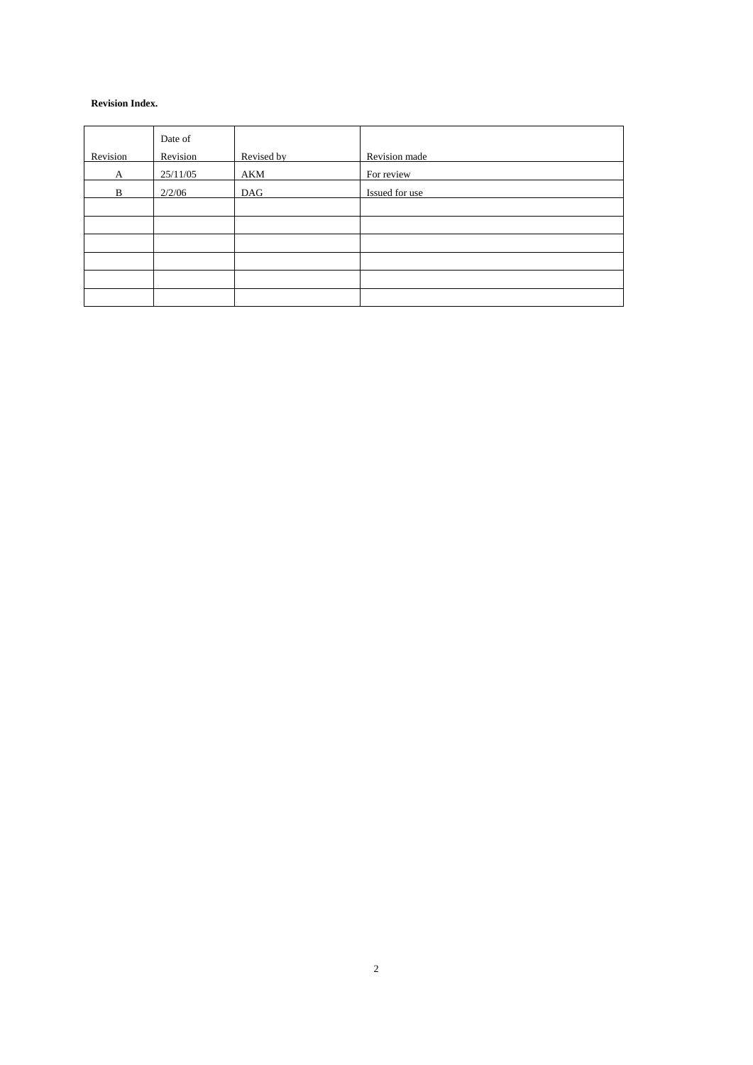**Revision Index.**

| Revision | Date of Revision | Revised by | Revision made |
|---|---|---|---|
| A | 25/11/05 | AKM | For review |
| B | 2/2/06 | DAG | Issued for use |
| | | | |
| | | | |
| | | | |
| | | | |
| | | | |
| | | | |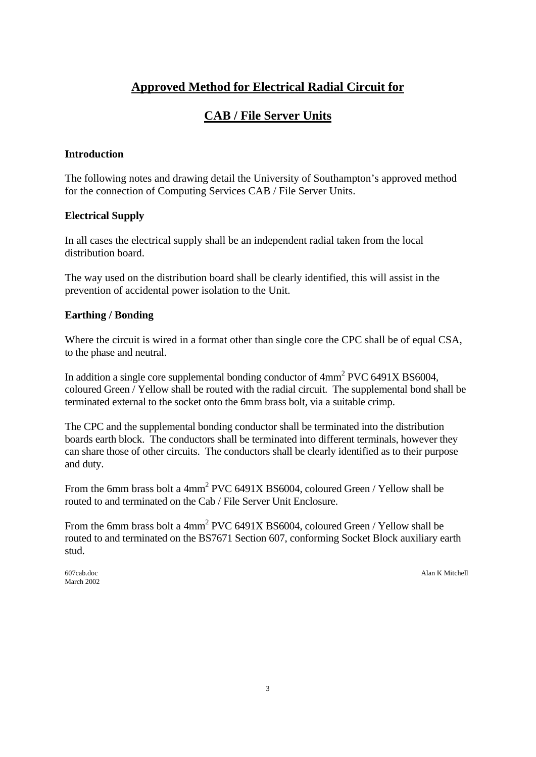# Approved Method for Electrical Radial Circuit for

# CAB / File Server Units

### Introduction

The following notes and drawing detail the University of Southampton's approved method for the connection of Computing Services CAB / File Server Units.

### Electrical Supply

In all cases the electrical supply shall be an independent radial taken from the local distribution board.

The way used on the distribution board shall be clearly identified, this will assist in the prevention of accidental power isolation to the Unit.

### Earthing / Bonding

Where the circuit is wired in a format other than single core the CPC shall be of equal CSA, to the phase and neutral.

In addition a single core supplemental bonding conductor of $4mm^2$ PVC 6491X BS6004, coloured Green / Yellow shall be routed with the radial circuit. The supplemental bond shall be terminated external to the socket onto the 6mm brass bolt, via a suitable crimp.

The CPC and the supplemental bonding conductor shall be terminated into the distribution boards earth block. The conductors shall be terminated into different terminals, however they can share those of other circuits. The conductors shall be clearly identified as to their purpose and duty.

From the 6mm brass bolt a $4mm^2$ PVC 6491X BS6004, coloured Green / Yellow shall be routed to and terminated on the Cab / File Server Unit Enclosure.

From the 6mm brass bolt a $4mm^2$ PVC 6491X BS6004, coloured Green / Yellow shall be routed to and terminated on the BS7671 Section 607, conforming Socket Block auxiliary earth stud.

607cab.doc
March 2002

Alan K Mitchell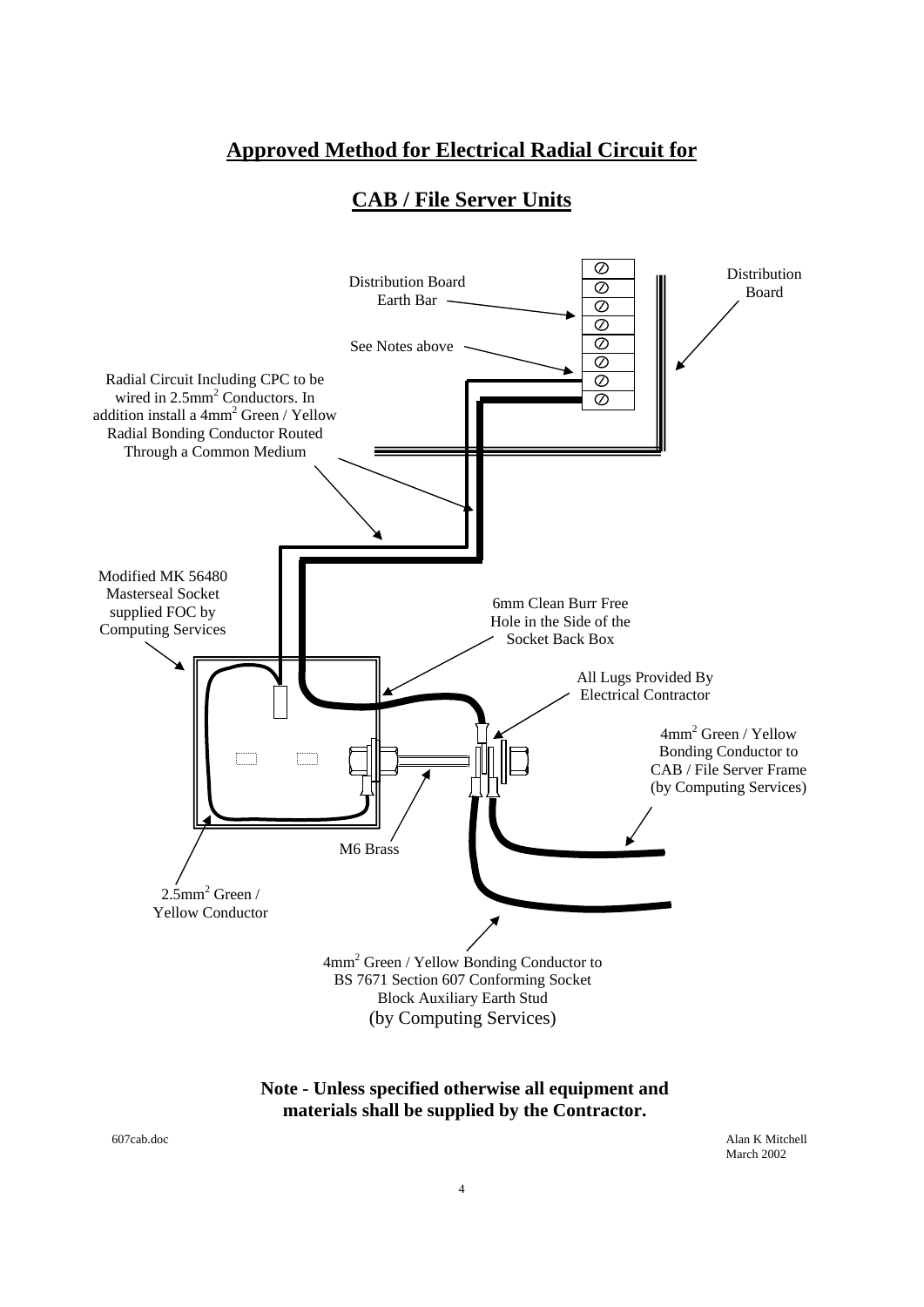# Approved Method for Electrical Radial Circuit for

# CAB / File Server Units

Distribution Board Earth Bar

Distribution Board

See Notes above

Radial Circuit Including CPC to be wired in 2.5mm$^2$ Conductors. In addition install a 4mm$^2$ Green / Yellow Radial Bonding Conductor Routed Through a Common Medium

Modified MK 56480 Masterseal Socket supplied FOC by Computing Services

6mm Clean Burr Free Hole in the Side of the Socket Back Box

All Lugs Provided By Electrical Contractor

4mm$^2$ Green / Yellow Bonding Conductor to CAB / File Server Frame (by Computing Services)

M6 Brass

2.5mm$^2$ Green / Yellow Conductor

4mm$^2$ Green / Yellow Bonding Conductor to BS 7671 Section 607 Conforming Socket Block Auxiliary Earth Stud (by Computing Services)

**Note - Unless specified otherwise all equipment and materials shall be supplied by the Contractor.**

607cab.doc

Alan K Mitchell
March 2002